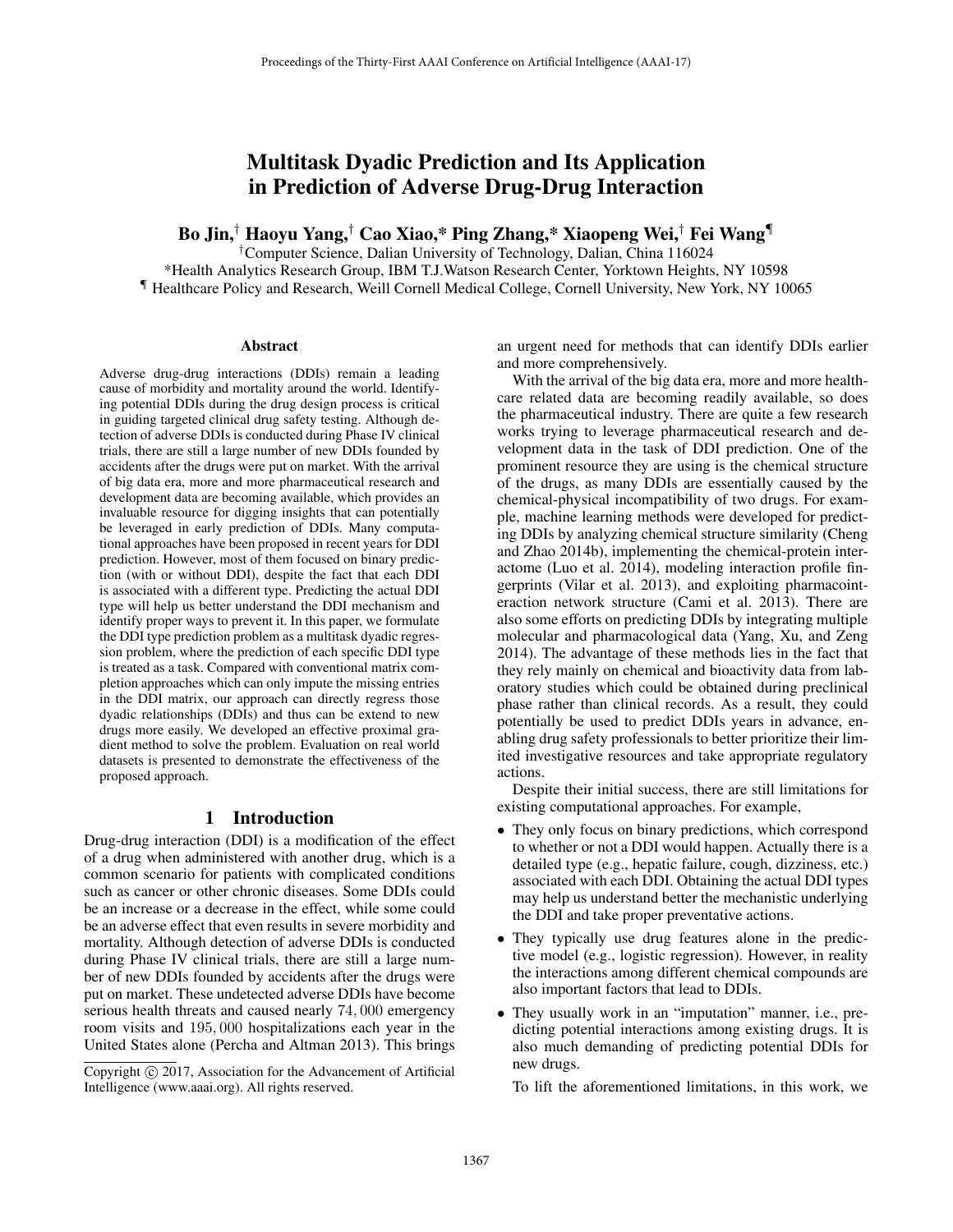# Multitask Dyadic Prediction and Its Application in Prediction of Adverse Drug-Drug Interaction

**Bo Jin,[†] Haoyu Yang,[†] Cao Xiao,[*] Ping Zhang,[*] Xiaopeng Wei,[†] Fei Wang[¶]**

[†]Computer Science, Dalian University of Technology, Dalian, China 116024

[*]Health Analytics Research Group, IBM T.J.Watson Research Center, Yorktown Heights, NY 10598

[¶] Healthcare Policy and Research, Weill Cornell Medical College, Cornell University, New York, NY 10065

## Abstract

Adverse drug-drug interactions (DDIs) remain a leading cause of morbidity and mortality around the world. Identifying potential DDIs during the drug design process is critical in guiding targeted clinical drug safety testing. Although detection of adverse DDIs is conducted during Phase IV clinical trials, there are still a large number of new DDIs founded by accidents after the drugs were put on market. With the arrival of big data era, more and more pharmaceutical research and development data are becoming available, which provides an invaluable resource for digging insights that can potentially be leveraged in early prediction of DDIs. Many computational approaches have been proposed in recent years for DDI prediction. However, most of them focused on binary prediction (with or without DDI), despite the fact that each DDI is associated with a different type. Predicting the actual DDI type will help us better understand the DDI mechanism and identify proper ways to prevent it. In this paper, we formulate the DDI type prediction problem as a multitask dyadic regression problem, where the prediction of each specific DDI type is treated as a task. Compared with conventional matrix completion approaches which can only impute the missing entries in the DDI matrix, our approach can directly regress those dyadic relationships (DDIs) and thus can be extend to new drugs more easily. We developed an effective proximal gradient method to solve the problem. Evaluation on real world datasets is presented to demonstrate the effectiveness of the proposed approach.

## 1 Introduction

Drug-drug interaction (DDI) is a modification of the effect of a drug when administered with another drug, which is a common scenario for patients with complicated conditions such as cancer or other chronic diseases. Some DDIs could be an increase or a decrease in the effect, while some could be an adverse effect that even results in severe morbidity and mortality. Although detection of adverse DDIs is conducted during Phase IV clinical trials, there are still a large number of new DDIs founded by accidents after the drugs were put on market. These undetected adverse DDIs have become serious health threats and caused nearly 74,000 emergency room visits and 195,000 hospitalizations each year in the United States alone (Percha and Altman 2013). This brings an urgent need for methods that can identify DDIs earlier and more comprehensively.

With the arrival of the big data era, more and more healthcare related data are becoming readily available, so does the pharmaceutical industry. There are quite a few research works trying to leverage pharmaceutical research and development data in the task of DDI prediction. One of the prominent resource they are using is the chemical structure of the drugs, as many DDIs are essentially caused by the chemical-physical incompatibility of two drugs. For example, machine learning methods were developed for predicting DDIs by analyzing chemical structure similarity (Cheng and Zhao 2014b), implementing the chemical-protein interactome (Luo et al. 2014), modeling interaction profile fingerprints (Vilar et al. 2013), and exploiting pharmacointeraction network structure (Cami et al. 2013). There are also some efforts on predicting DDIs by integrating multiple molecular and pharmacological data (Yang, Xu, and Zeng 2014). The advantage of these methods lies in the fact that they rely mainly on chemical and bioactivity data from laboratory studies which could be obtained during preclinical phase rather than clinical records. As a result, they could potentially be used to predict DDIs years in advance, enabling drug safety professionals to better prioritize their limited investigative resources and take appropriate regulatory actions.

Despite their initial success, there are still limitations for existing computational approaches. For example,

- They only focus on binary predictions, which correspond to whether or not a DDI would happen. Actually there is a detailed type (e.g., hepatic failure, cough, dizziness, etc.) associated with each DDI. Obtaining the actual DDI types may help us understand better the mechanistic underlying the DDI and take proper preventative actions.
- They typically use drug features alone in the predictive model (e.g., logistic regression). However, in reality the interactions among different chemical compounds are also important factors that lead to DDIs.
- They usually work in an "imputation" manner, i.e., predicting potential interactions among existing drugs. It is also much demanding of predicting potential DDIs for new drugs.

To lift the aforementioned limitations, in this work, we

Copyright © 2017, Association for the Advancement of Artificial Intelligence (www.aaai.org). All rights reserved.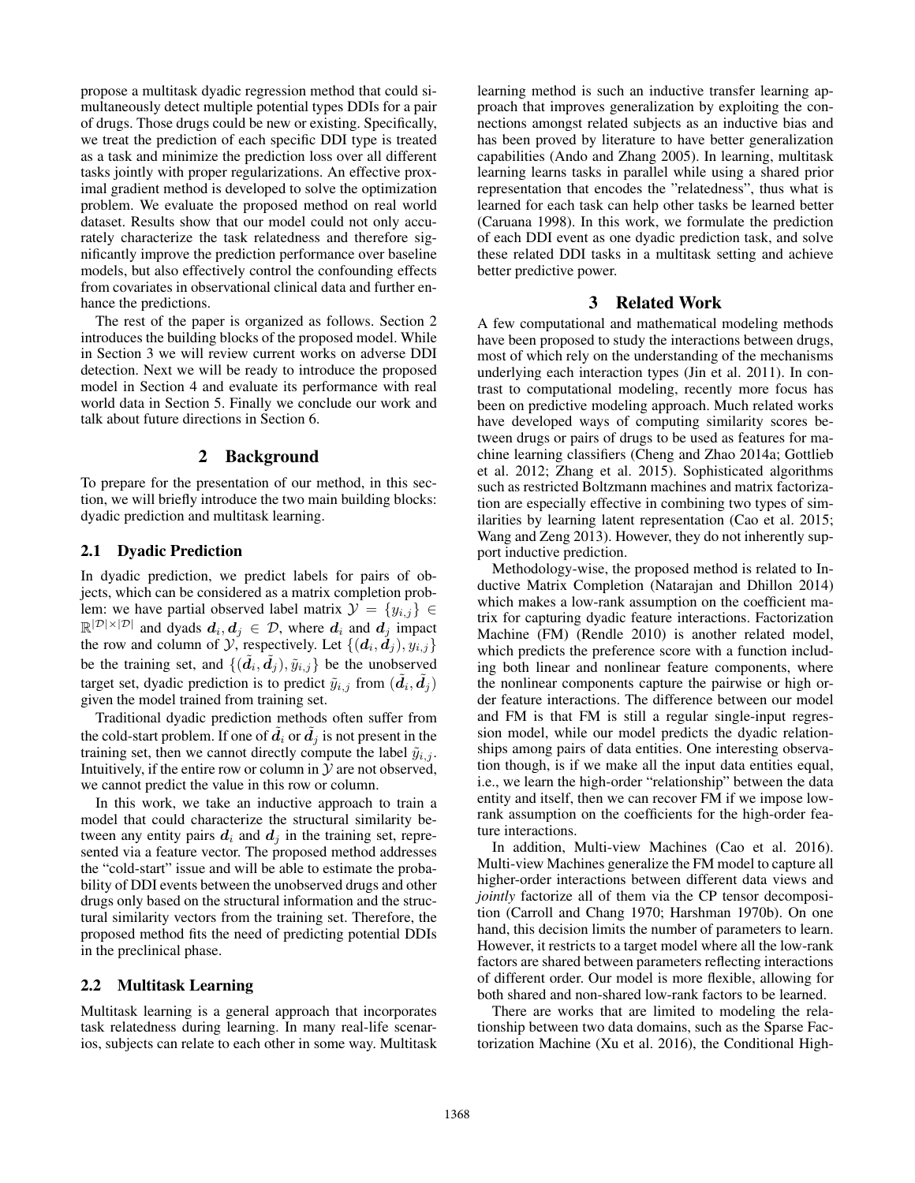propose a multitask dyadic regression method that could simultaneously detect multiple potential types DDIs for a pair of drugs. Those drugs could be new or existing. Specifically, we treat the prediction of each specific DDI type is treated as a task and minimize the prediction loss over all different tasks jointly with proper regularizations. An effective proximal gradient method is developed to solve the optimization problem. We evaluate the proposed method on real world dataset. Results show that our model could not only accurately characterize the task relatedness and therefore significantly improve the prediction performance over baseline models, but also effectively control the confounding effects from covariates in observational clinical data and further enhance the predictions.

The rest of the paper is organized as follows. Section 2 introduces the building blocks of the proposed model. While in Section 3 we will review current works on adverse DDI detection. Next we will be ready to introduce the proposed model in Section 4 and evaluate its performance with real world data in Section 5. Finally we conclude our work and talk about future directions in Section 6.

## 2 Background

To prepare for the presentation of our method, in this section, we will briefly introduce the two main building blocks: dyadic prediction and multitask learning.

### 2.1 Dyadic Prediction

In dyadic prediction, we predict labels for pairs of objects, which can be considered as a matrix completion problem: we have partial observed label matrix $\mathcal{Y} = \{y_{i,j}\} \in \mathbb{R}^{|\mathcal{D}|\times|\mathcal{D}|}$ and dyads $\boldsymbol{d}_i, \boldsymbol{d}_j \in \mathcal{D}$, where $\boldsymbol{d}_i$ and $\boldsymbol{d}_j$ impact the row and column of $\mathcal{Y}$, respectively. Let $\{(\boldsymbol{d}_i, \boldsymbol{d}_j), y_{i,j}\}$ be the training set, and $\{(\tilde{\boldsymbol{d}}_i, \tilde{\boldsymbol{d}}_j), \tilde{y}_{i,j}\}$ be the unobserved target set, dyadic prediction is to predict $\tilde{y}_{i,j}$ from $(\tilde{\boldsymbol{d}}_i, \tilde{\boldsymbol{d}}_j)$ given the model trained from training set.

Traditional dyadic prediction methods often suffer from the cold-start problem. If one of $\tilde{\boldsymbol{d}}_i$ or $\tilde{\boldsymbol{d}}_j$ is not present in the training set, then we cannot directly compute the label $\tilde{y}_{i,j}$. Intuitively, if the entire row or column in $\mathcal{Y}$ are not observed, we cannot predict the value in this row or column.

In this work, we take an inductive approach to train a model that could characterize the structural similarity between any entity pairs $\boldsymbol{d}_i$ and $\boldsymbol{d}_j$ in the training set, represented via a feature vector. The proposed method addresses the "cold-start" issue and will be able to estimate the probability of DDI events between the unobserved drugs and other drugs only based on the structural information and the structural similarity vectors from the training set. Therefore, the proposed method fits the need of predicting potential DDIs in the preclinical phase.

### 2.2 Multitask Learning

Multitask learning is a general approach that incorporates task relatedness during learning. In many real-life scenarios, subjects can relate to each other in some way. Multitask learning method is such an inductive transfer learning approach that improves generalization by exploiting the connections amongst related subjects as an inductive bias and has been proved by literature to have better generalization capabilities (Ando and Zhang 2005). In learning, multitask learning learns tasks in parallel while using a shared prior representation that encodes the "relatedness", thus what is learned for each task can help other tasks be learned better (Caruana 1998). In this work, we formulate the prediction of each DDI event as one dyadic prediction task, and solve these related DDI tasks in a multitask setting and achieve better predictive power.

## 3 Related Work

A few computational and mathematical modeling methods have been proposed to study the interactions between drugs, most of which rely on the understanding of the mechanisms underlying each interaction types (Jin et al. 2011). In contrast to computational modeling, recently more focus has been on predictive modeling approach. Much related works have developed ways of computing similarity scores between drugs or pairs of drugs to be used as features for machine learning classifiers (Cheng and Zhao 2014a; Gottlieb et al. 2012; Zhang et al. 2015). Sophisticated algorithms such as restricted Boltzmann machines and matrix factorization are especially effective in combining two types of similarities by learning latent representation (Cao et al. 2015; Wang and Zeng 2013). However, they do not inherently support inductive prediction.

Methodology-wise, the proposed method is related to Inductive Matrix Completion (Natarajan and Dhillon 2014) which makes a low-rank assumption on the coefficient matrix for capturing dyadic feature interactions. Factorization Machine (FM) (Rendle 2010) is another related model, which predicts the preference score with a function including both linear and nonlinear feature components, where the nonlinear components capture the pairwise or high order feature interactions. The difference between our model and FM is that FM is still a regular single-input regression model, while our model predicts the dyadic relationships among pairs of data entities. One interesting observation though, is if we make all the input data entities equal, i.e., we learn the high-order "relationship" between the data entity and itself, then we can recover FM if we impose low-rank assumption on the coefficients for the high-order feature interactions.

In addition, Multi-view Machines (Cao et al. 2016). Multi-view Machines generalize the FM model to capture all higher-order interactions between different data views and *jointly* factorize all of them via the CP tensor decomposition (Carroll and Chang 1970; Harshman 1970b). On one hand, this decision limits the number of parameters to learn. However, it restricts to a target model where all the low-rank factors are shared between parameters reflecting interactions of different order. Our model is more flexible, allowing for both shared and non-shared low-rank factors to be learned.

There are works that are limited to modeling the relationship between two data domains, such as the Sparse Factorization Machine (Xu et al. 2016), the Conditional High-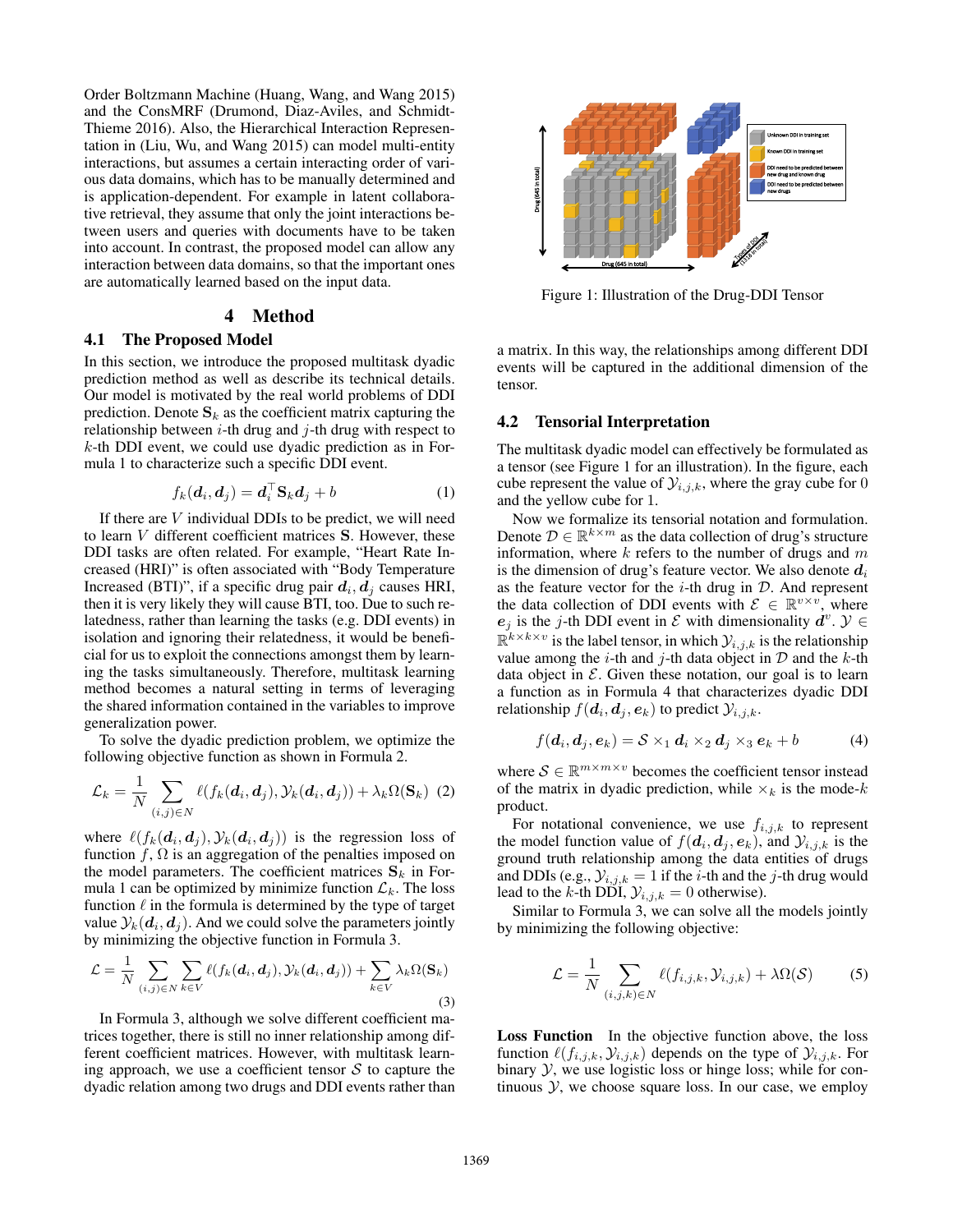Order Boltzmann Machine (Huang, Wang, and Wang 2015) and the ConsMRF (Drumond, Diaz-Aviles, and Schmidt-Thieme 2016). Also, the Hierarchical Interaction Representation in (Liu, Wu, and Wang 2015) can model multi-entity interactions, but assumes a certain interacting order of various data domains, which has to be manually determined and is application-dependent. For example in latent collaborative retrieval, they assume that only the joint interactions between users and queries with documents have to be taken into account. In contrast, the proposed model can allow any interaction between data domains, so that the important ones are automatically learned based on the input data.

## 4 Method

### 4.1 The Proposed Model

In this section, we introduce the proposed multitask dyadic prediction method as well as describe its technical details. Our model is motivated by the real world problems of DDI prediction. Denote $\mathbf{S}_k$ as the coefficient matrix capturing the relationship between $i$-th drug and $j$-th drug with respect to $k$-th DDI event, we could use dyadic prediction as in Formula 1 to characterize such a specific DDI event.

$$f_k(\boldsymbol{d}_i, \boldsymbol{d}_j) = \boldsymbol{d}_i^\top \mathbf{S}_k \boldsymbol{d}_j + b \quad (1)$$

If there are $V$ individual DDIs to be predict, we will need to learn $V$ different coefficient matrices $\mathbf{S}$. However, these DDI tasks are often related. For example, "Heart Rate Increased (HRI)" is often associated with "Body Temperature Increased (BTI)", if a specific drug pair $\boldsymbol{d}_i, \boldsymbol{d}_j$ causes HRI, then it is very likely they will cause BTI, too. Due to such relatedness, rather than learning the tasks (e.g. DDI events) in isolation and ignoring their relatedness, it would be beneficial for us to exploit the connections amongst them by learning the tasks simultaneously. Therefore, multitask learning method becomes a natural setting in terms of leveraging the shared information contained in the variables to improve generalization power.

To solve the dyadic prediction problem, we optimize the following objective function as shown in Formula 2.

$$\mathcal{L}_k = \frac{1}{N} \sum_{(i,j)\in N} \ell(f_k(\boldsymbol{d}_i, \boldsymbol{d}_j), \mathcal{Y}_k(\boldsymbol{d}_i, \boldsymbol{d}_j)) + \lambda_k \Omega(\mathbf{S}_k) \quad (2)$$

where $\ell(f_k(\boldsymbol{d}_i, \boldsymbol{d}_j), \mathcal{Y}_k(\boldsymbol{d}_i, \boldsymbol{d}_j))$ is the regression loss of function $f$, $\Omega$ is an aggregation of the penalties imposed on the model parameters. The coefficient matrices $\mathbf{S}_k$ in Formula 1 can be optimized by minimize function $\mathcal{L}_k$. The loss function $\ell$ in the formula is determined by the type of target value $\mathcal{Y}_k(\boldsymbol{d}_i, \boldsymbol{d}_j)$. And we could solve the parameters jointly by minimizing the objective function in Formula 3.

$$\mathcal{L} = \frac{1}{N} \sum_{(i,j)\in N} \sum_{k\in V} \ell(f_k(\boldsymbol{d}_i, \boldsymbol{d}_j), \mathcal{Y}_k(\boldsymbol{d}_i, \boldsymbol{d}_j)) + \sum_{k\in V} \lambda_k \Omega(\mathbf{S}_k) \quad (3)$$

In Formula 3, although we solve different coefficient matrices together, there is still no inner relationship among different coefficient matrices. However, with multitask learning approach, we use a coefficient tensor $\mathcal{S}$ to capture the dyadic relation among two drugs and DDI events rather than a matrix. In this way, the relationships among different DDI events will be captured in the additional dimension of the tensor.

Figure 1: Illustration of the Drug-DDI Tensor

### 4.2 Tensorial Interpretation

The multitask dyadic model can effectively be formulated as a tensor (see Figure 1 for an illustration). In the figure, each cube represent the value of $\mathcal{Y}_{i,j,k}$, where the gray cube for 0 and the yellow cube for 1.

Now we formalize its tensorial notation and formulation. Denote $\mathcal{D} \in \mathbb{R}^{k\times m}$ as the data collection of drug's structure information, where $k$ refers to the number of drugs and $m$ is the dimension of drug's feature vector. We also denote $\boldsymbol{d}_i$ as the feature vector for the $i$-th drug in $\mathcal{D}$. And represent the data collection of DDI events with $\mathcal{E} \in \mathbb{R}^{v\times v}$, where $\boldsymbol{e}_j$ is the $j$-th DDI event in $\mathcal{E}$ with dimensionality $\boldsymbol{d}^v$. $\mathcal{Y} \in \mathbb{R}^{k\times k\times v}$ is the label tensor, in which $\mathcal{Y}_{i,j,k}$ is the relationship value among the $i$-th and $j$-th data object in $\mathcal{D}$ and the $k$-th data object in $\mathcal{E}$. Given these notation, our goal is to learn a function as in Formula 4 that characterizes dyadic DDI relationship $f(\boldsymbol{d}_i, \boldsymbol{d}_j, \boldsymbol{e}_k)$ to predict $\mathcal{Y}_{i,j,k}$.

$$f(\boldsymbol{d}_i, \boldsymbol{d}_j, \boldsymbol{e}_k) = \mathcal{S} \times_1 \boldsymbol{d}_i \times_2 \boldsymbol{d}_j \times_3 \boldsymbol{e}_k + b \quad (4)$$

where $\mathcal{S} \in \mathbb{R}^{m\times m\times v}$ becomes the coefficient tensor instead of the matrix in dyadic prediction, while $\times_k$ is the mode-$k$ product.

For notational convenience, we use $f_{i,j,k}$ to represent the model function value of $f(\boldsymbol{d}_i, \boldsymbol{d}_j, \boldsymbol{e}_k)$, and $\mathcal{Y}_{i,j,k}$ is the ground truth relationship among the data entities of drugs and DDIs (e.g., $\mathcal{Y}_{i,j,k} = 1$ if the $i$-th and the $j$-th drug would lead to the $k$-th DDI, $\mathcal{Y}_{i,j,k} = 0$ otherwise).

Similar to Formula 3, we can solve all the models jointly by minimizing the following objective:

$$\mathcal{L} = \frac{1}{N} \sum_{(i,j,k)\in N} \ell(f_{i,j,k}, \mathcal{Y}_{i,j,k}) + \lambda\Omega(\mathcal{S}) \quad (5)$$

**Loss Function** In the objective function above, the loss function $\ell(f_{i,j,k}, \mathcal{Y}_{i,j,k})$ depends on the type of $\mathcal{Y}_{i,j,k}$. For binary $\mathcal{Y}$, we use logistic loss or hinge loss; while for continuous $\mathcal{Y}$, we choose square loss. In our case, we employ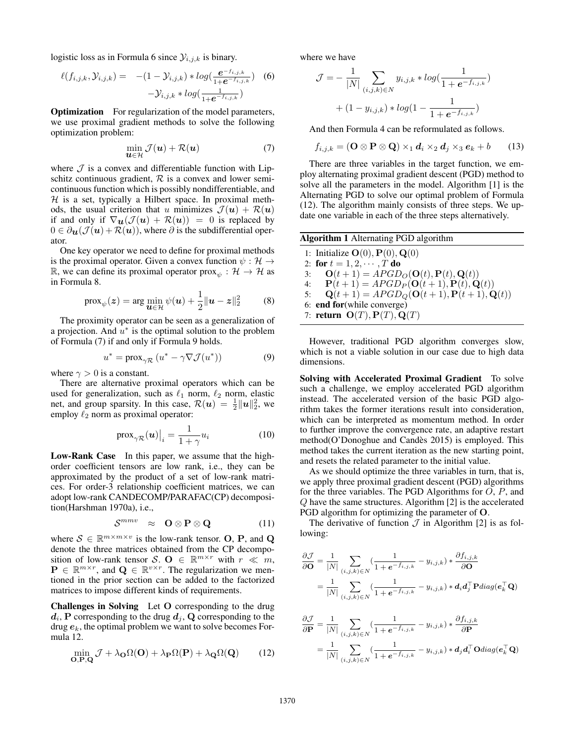logistic loss as in Formula 6 since $\mathcal{Y}_{i,j,k}$ is binary.

$$\ell(f_{i,j,k}, \mathcal{Y}_{i,j,k}) = -(1-\mathcal{Y}_{i,j,k}) * log(\frac{e^{-f_{i,j,k}}}{1+e^{-f_{i,j,k}}}) - \mathcal{Y}_{i,j,k} * log(\frac{1}{1+e^{-f_{i,j,k}}}) \quad (6)$$

**Optimization** For regularization of the model parameters, we use proximal gradient methods to solve the following optimization problem:

$$\min_{\boldsymbol{u} \in \mathcal{H}} \mathcal{J}(\boldsymbol{u}) + \mathcal{R}(\boldsymbol{u}) \quad (7)$$

where $\mathcal{J}$ is a convex and differentiable function with Lipschitz continuous gradient, $\mathcal{R}$ is a convex and lower semi-continuous function which is possibly nondifferentiable, and $\mathcal{H}$ is a set, typically a Hilbert space. In proximal methods, the usual criterion that $u$ minimizes $\mathcal{J}(\boldsymbol{u}) + \mathcal{R}(\boldsymbol{u})$ if and only if $\nabla_{\boldsymbol{u}}(\mathcal{J}(\boldsymbol{u}) + \mathcal{R}(\boldsymbol{u})) = 0$ is replaced by $0 \in \partial_{\boldsymbol{u}}(\mathcal{J}(\boldsymbol{u}) + \mathcal{R}(\boldsymbol{u}))$, where $\partial$ is the subdifferential operator.

One key operator we need to define for proximal methods is the proximal operator. Given a convex function $\psi : \mathcal{H} \to \mathbb{R}$, we can define its proximal operator $\text{prox}_{\psi} : \mathcal{H} \to \mathcal{H}$ as in Formula 8.

$$\text{prox}_{\psi}(\boldsymbol{z}) = \arg\min_{\boldsymbol{u} \in \mathcal{H}} \psi(\boldsymbol{u}) + \frac{1}{2}\|\boldsymbol{u} - \boldsymbol{z}\|_2^2 \quad (8)$$

The proximity operator can be seen as a generalization of a projection. And $u^*$ is the optimal solution to the problem of Formula (7) if and only if Formula 9 holds.

$$u^* = \text{prox}_{\gamma\mathcal{R}}(u^* - \gamma\nabla\mathcal{J}(u^*)) \quad (9)$$

where $\gamma > 0$ is a constant.

There are alternative proximal operators which can be used for generalization, such as $\ell_1$ norm, $\ell_2$ norm, elastic net, and group sparsity. In this case, $\mathcal{R}(\boldsymbol{u}) = \frac{1}{2}\|\boldsymbol{u}\|_2^2$, we employ $\ell_2$ norm as proximal operator:

$$\text{prox}_{\gamma\mathcal{R}}(\boldsymbol{u})\big|_i = \frac{1}{1+\gamma}u_i \quad (10)$$

**Low-Rank Case** In this paper, we assume that the high-order coefficient tensors are low rank, i.e., they can be approximated by the product of a set of low-rank matrices. For order-3 relationship coefficient matrices, we can adopt low-rank CANDECOMP/PARAFAC(CP) decomposition(Harshman 1970a), i.e.,

$$\mathcal{S}^{mmv} \approx \mathbf{O} \otimes \mathbf{P} \otimes \mathbf{Q} \quad (11)$$

where $\mathcal{S} \in \mathbb{R}^{m \times m \times v}$ is the low-rank tensor. $\mathbf{O}$, $\mathbf{P}$, and $\mathbf{Q}$ denote the three matrices obtained from the CP decomposition of low-rank tensor $\mathcal{S}$. $\mathbf{O} \in \mathbb{R}^{m \times r}$ with $r \ll m$, $\mathbf{P} \in \mathbb{R}^{m \times r}$, and $\mathbf{Q} \in \mathbb{R}^{v \times r}$. The regularization we mentioned in the prior section can be added to the factorized matrices to impose different kinds of requirements.

**Challenges in Solving** Let $\mathbf{O}$ corresponding to the drug $\boldsymbol{d}_i$, $\mathbf{P}$ corresponding to the drug $\boldsymbol{d}_j$, $\mathbf{Q}$ corresponding to the drug $\boldsymbol{e}_k$, the optimal problem we want to solve becomes Formula 12.

$$\min_{\mathbf{O},\mathbf{P},\mathbf{Q}} \mathcal{J} + \lambda_{\mathbf{O}}\Omega(\mathbf{O}) + \lambda_{\mathbf{P}}\Omega(\mathbf{P}) + \lambda_{\mathbf{Q}}\Omega(\mathbf{Q}) \quad (12)$$

where we have

$$\mathcal{J} = -\frac{1}{|N|}\sum_{(i,j,k)\in N} y_{i,j,k} * log(\frac{1}{1+e^{-f_{i,j,k}}}) + (1-y_{i,j,k}) * log(1 - \frac{1}{1+e^{-f_{i,j,k}}})$$

And then Formula 4 can be reformulated as follows.

$$f_{i,j,k} = (\mathbf{O} \otimes \mathbf{P} \otimes \mathbf{Q}) \times_1 \boldsymbol{d}_i \times_2 \boldsymbol{d}_j \times_3 \boldsymbol{e}_k + b \quad (13)$$

There are three variables in the target function, we employ alternating proximal gradient descent (PGD) method to solve all the parameters in the model. Algorithm [1] is the Alternating PGD to solve our optimal problem of Formula (12). The algorithm mainly consists of three steps. We update one variable in each of the three steps alternatively.

**Algorithm 1** Alternating PGD algorithm

```
1: Initialize O(0), P(0), Q(0)
2: for t = 1, 2, ..., T do
3:     O(t+1) = APGD_O(O(t), P(t), Q(t))
4:     P(t+1) = APGD_P(O(t+1), P(t), Q(t))
5:     Q(t+1) = APGD_Q(O(t+1), P(t+1), Q(t))
6: end for(while converge)
7: return O(T), P(T), Q(T)
```

However, traditional PGD algorithm converges slow, which is not a viable solution in our case due to high data dimensions.

**Solving with Accelerated Proximal Gradient** To solve such a challenge, we employ accelerated PGD algorithm instead. The accelerated version of the basic PGD algorithm takes the former iterations result into consideration, which can be interpreted as momentum method. In order to further improve the convergence rate, an adaptive restart method(O'Donoghue and Candès 2015) is employed. This method takes the current iteration as the new starting point, and resets the related parameter to the initial value.

As we should optimize the three variables in turn, that is, we apply three proximal gradient descent (PGD) algorithms for the three variables. The PGD Algorithms for $O$, $P$, and $Q$ have the same structures. Algorithm [2] is the accelerated PGD algorithm for optimizing the parameter of $\mathbf{O}$.

The derivative of function $\mathcal{J}$ in Algorithm [2] is as following:

$$\frac{\partial\mathcal{J}}{\partial\mathbf{O}} = \frac{1}{|N|}\sum_{(i,j,k)\in N}(\frac{1}{1+e^{-f_{i,j,k}}} - y_{i,j,k}) * \frac{\partial f_{i,j,k}}{\partial\mathbf{O}} = \frac{1}{|N|}\sum_{(i,j,k)\in N}(\frac{1}{1+e^{-f_{i,j,k}}} - y_{i,j,k}) * \boldsymbol{d}_i\boldsymbol{d}_j^\top\mathbf{P}diag(\boldsymbol{e}_k^\top\mathbf{Q})$$

$$\frac{\partial\mathcal{J}}{\partial\mathbf{P}} = \frac{1}{|N|}\sum_{(i,j,k)\in N}(\frac{1}{1+e^{-f_{i,j,k}}} - y_{i,j,k}) * \frac{\partial f_{i,j,k}}{\partial\mathbf{P}} = \frac{1}{|N|}\sum_{(i,j,k)\in N}(\frac{1}{1+e^{-f_{i,j,k}}} - y_{i,j,k}) * \boldsymbol{d}_j\boldsymbol{d}_i^\top\mathbf{O}diag(\boldsymbol{e}_k^\top\mathbf{Q})$$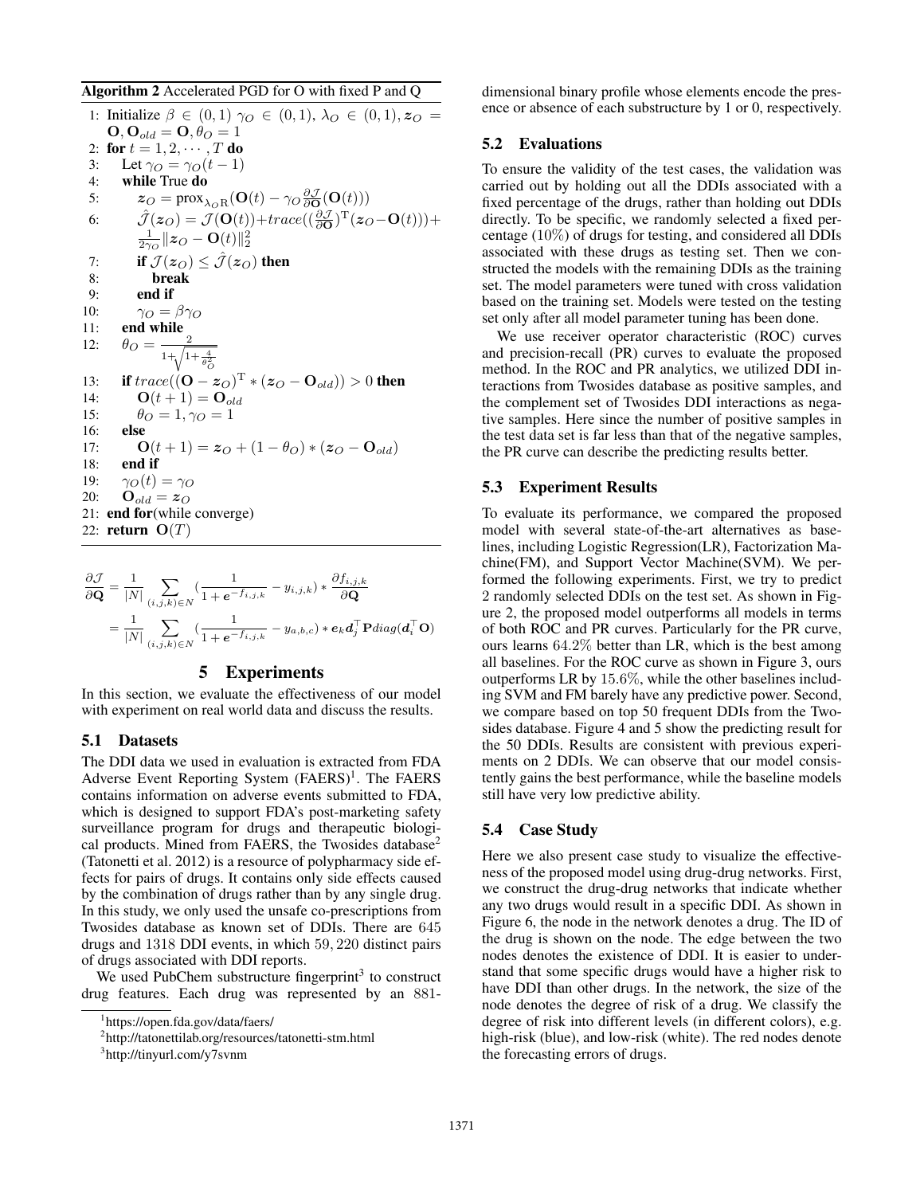**Algorithm 2** Accelerated PGD for O with fixed P and Q

```
1: Initialize β ∈ (0,1) γ_O ∈ (0,1), λ_O ∈ (0,1), z_O = O, O_old = O, θ_O = 1
2: for t = 1, 2, ···, T do
3:     Let γ_O = γ_O(t − 1)
4:     while True do
5:         z_O = prox_{λ_O R}(O(t) − γ_O ∂J/∂O(O(t)))
6:         Ĵ(z_O) = J(O(t)) + trace((∂J/∂O)^T (z_O − O(t))) + 1/(2γ_O) ||z_O − O(t)||_2^2
7:         if J(z_O) ≤ Ĵ(z_O) then
8:             break
9:         end if
10:        γ_O = β γ_O
11:    end while
12:    θ_O = 2 / (1 + sqrt(1 + 4/θ_O^2))
13:    if trace((O − z_O)^T * (z_O − O_old)) > 0 then
14:        O(t + 1) = O_old
15:        θ_O = 1, γ_O = 1
16:    else
17:        O(t + 1) = z_O + (1 − θ_O) * (z_O − O_old)
18:    end if
19:    γ_O(t) = γ_O
20:    O_old = z_O
21: end for(while converge)
22: return O(T)
```

$$
\begin{aligned}
\frac{\partial \mathcal{J}}{\partial \mathbf{Q}} &= \frac{1}{|N|} \sum_{(i,j,k)\in N} \left(\frac{1}{1+e^{-f_{i,j,k}}} - y_{i,j,k}\right) * \frac{\partial f_{i,j,k}}{\partial \mathbf{Q}} \\
&= \frac{1}{|N|} \sum_{(i,j,k)\in N} \left(\frac{1}{1+e^{-f_{i,j,k}}} - y_{a,b,c}\right) * \boldsymbol{e}_k \boldsymbol{d}_j^\top \mathbf{P} diag(\boldsymbol{d}_i^\top \mathbf{O})
\end{aligned}
$$

# 5 Experiments

In this section, we evaluate the effectiveness of our model with experiment on real world data and discuss the results.

## 5.1 Datasets

The DDI data we used in evaluation is extracted from FDA Adverse Event Reporting System (FAERS)[1]. The FAERS contains information on adverse events submitted to FDA, which is designed to support FDA's post-marketing safety surveillance program for drugs and therapeutic biological products. Mined from FAERS, the Twosides database[2] (Tatonetti et al. 2012) is a resource of polypharmacy side effects for pairs of drugs. It contains only side effects caused by the combination of drugs rather than by any single drug. In this study, we only used the unsafe co-prescriptions from Twosides database as known set of DDIs. There are 645 drugs and 1318 DDI events, in which 59,220 distinct pairs of drugs associated with DDI reports.

We used PubChem substructure fingerprint[3] to construct drug features. Each drug was represented by an 881-dimensional binary profile whose elements encode the presence or absence of each substructure by 1 or 0, respectively.

## 5.2 Evaluations

To ensure the validity of the test cases, the validation was carried out by holding out all the DDIs associated with a fixed percentage of the drugs, rather than holding out DDIs directly. To be specific, we randomly selected a fixed percentage (10%) of drugs for testing, and considered all DDIs associated with these drugs as testing set. Then we constructed the models with the remaining DDIs as the training set. The model parameters were tuned with cross validation based on the training set. Models were tested on the testing set only after all model parameter tuning has been done.

We use receiver operator characteristic (ROC) curves and precision-recall (PR) curves to evaluate the proposed method. In the ROC and PR analytics, we utilized DDI interactions from Twosides database as positive samples, and the complement set of Twosides DDI interactions as negative samples. Here since the number of positive samples in the test data set is far less than that of the negative samples, the PR curve can describe the predicting results better.

## 5.3 Experiment Results

To evaluate its performance, we compared the proposed model with several state-of-the-art alternatives as baselines, including Logistic Regression(LR), Factorization Machine(FM), and Support Vector Machine(SVM). We performed the following experiments. First, we try to predict 2 randomly selected DDIs on the test set. As shown in Figure 2, the proposed model outperforms all models in terms of both ROC and PR curves. Particularly for the PR curve, ours learns 64.2% better than LR, which is the best among all baselines. For the ROC curve as shown in Figure 3, ours outperforms LR by 15.6%, while the other baselines including SVM and FM barely have any predictive power. Second, we compare based on top 50 frequent DDIs from the Twosides database. Figure 4 and 5 show the predicting result for the 50 DDIs. Results are consistent with previous experiments on 2 DDIs. We can observe that our model consistently gains the best performance, while the baseline models still have very low predictive ability.

## 5.4 Case Study

Here we also present case study to visualize the effectiveness of the proposed model using drug-drug networks. First, we construct the drug-drug networks that indicate whether any two drugs would result in a specific DDI. As shown in Figure 6, the node in the network denotes a drug. The ID of the drug is shown on the node. The edge between the two nodes denotes the existence of DDI. It is easier to understand that some specific drugs would have a higher risk to have DDI than other drugs. In the network, the size of the node denotes the degree of risk of a drug. We classify the degree of risk into different levels (in different colors), e.g. high-risk (blue), and low-risk (white). The red nodes denote the forecasting errors of drugs.

---

[1] https://open.fda.gov/data/faers/

[2] http://tatonettilab.org/resources/tatonetti-stm.html

[3] http://tinyurl.com/y7svnm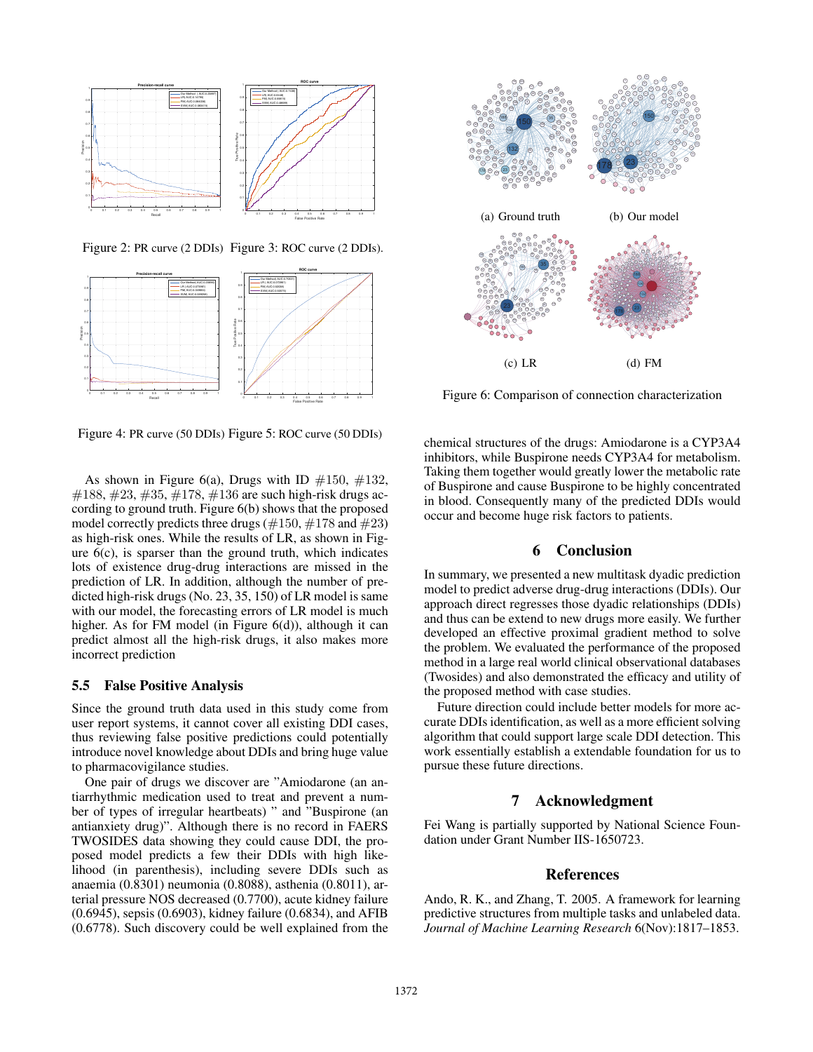Figure 2: PR curve (2 DDIs) Figure 3: ROC curve (2 DDIs).

Figure 4: PR curve (50 DDIs) Figure 5: ROC curve (50 DDIs)

As shown in Figure 6(a), Drugs with ID #150, #132, #188, #23, #35, #178, #136 are such high-risk drugs according to ground truth. Figure 6(b) shows that the proposed model correctly predicts three drugs (#150, #178 and #23) as high-risk ones. While the results of LR, as shown in Figure 6(c), is sparser than the ground truth, which indicates lots of existence drug-drug interactions are missed in the prediction of LR. In addition, although the number of predicted high-risk drugs (No. 23, 35, 150) of LR model is same with our model, the forecasting errors of LR model is much higher. As for FM model (in Figure 6(d)), although it can predict almost all the high-risk drugs, it also makes more incorrect prediction

### 5.5 False Positive Analysis

Since the ground truth data used in this study come from user report systems, it cannot cover all existing DDI cases, thus reviewing false positive predictions could potentially introduce novel knowledge about DDIs and bring huge value to pharmacovigilance studies.

One pair of drugs we discover are "Amiodarone (an antiarrhythmic medication used to treat and prevent a number of types of irregular heartbeats) " and "Buspirone (an antianxiety drug)". Although there is no record in FAERS TWOSIDES data showing they could cause DDI, the proposed model predicts a few their DDIs with high likelihood (in parenthesis), including severe DDIs such as anaemia (0.8301) neumonia (0.8088), asthenia (0.8011), arterial pressure NOS decreased (0.7700), acute kidney failure (0.6945), sepsis (0.6903), kidney failure (0.6834), and AFIB (0.6778). Such discovery could be well explained from the

(a) Ground truth (b) Our model

(c) LR (d) FM

Figure 6: Comparison of connection characterization

chemical structures of the drugs: Amiodarone is a CYP3A4 inhibitors, while Buspirone needs CYP3A4 for metabolism. Taking them together would greatly lower the metabolic rate of Buspirone and cause Buspirone to be highly concentrated in blood. Consequently many of the predicted DDIs would occur and become huge risk factors to patients.

## 6 Conclusion

In summary, we presented a new multitask dyadic prediction model to predict adverse drug-drug interactions (DDIs). Our approach direct regresses those dyadic relationships (DDIs) and thus can be extend to new drugs more easily. We further developed an effective proximal gradient method to solve the problem. We evaluated the performance of the proposed method in a large real world clinical observational databases (Twosides) and also demonstrated the efficacy and utility of the proposed method with case studies.

Future direction could include better models for more accurate DDIs identification, as well as a more efficient solving algorithm that could support large scale DDI detection. This work essentially establish a extendable foundation for us to pursue these future directions.

## 7 Acknowledgment

Fei Wang is partially supported by National Science Foundation under Grant Number IIS-1650723.

## References

Ando, R. K., and Zhang, T. 2005. A framework for learning predictive structures from multiple tasks and unlabeled data. *Journal of Machine Learning Research* 6(Nov):1817–1853.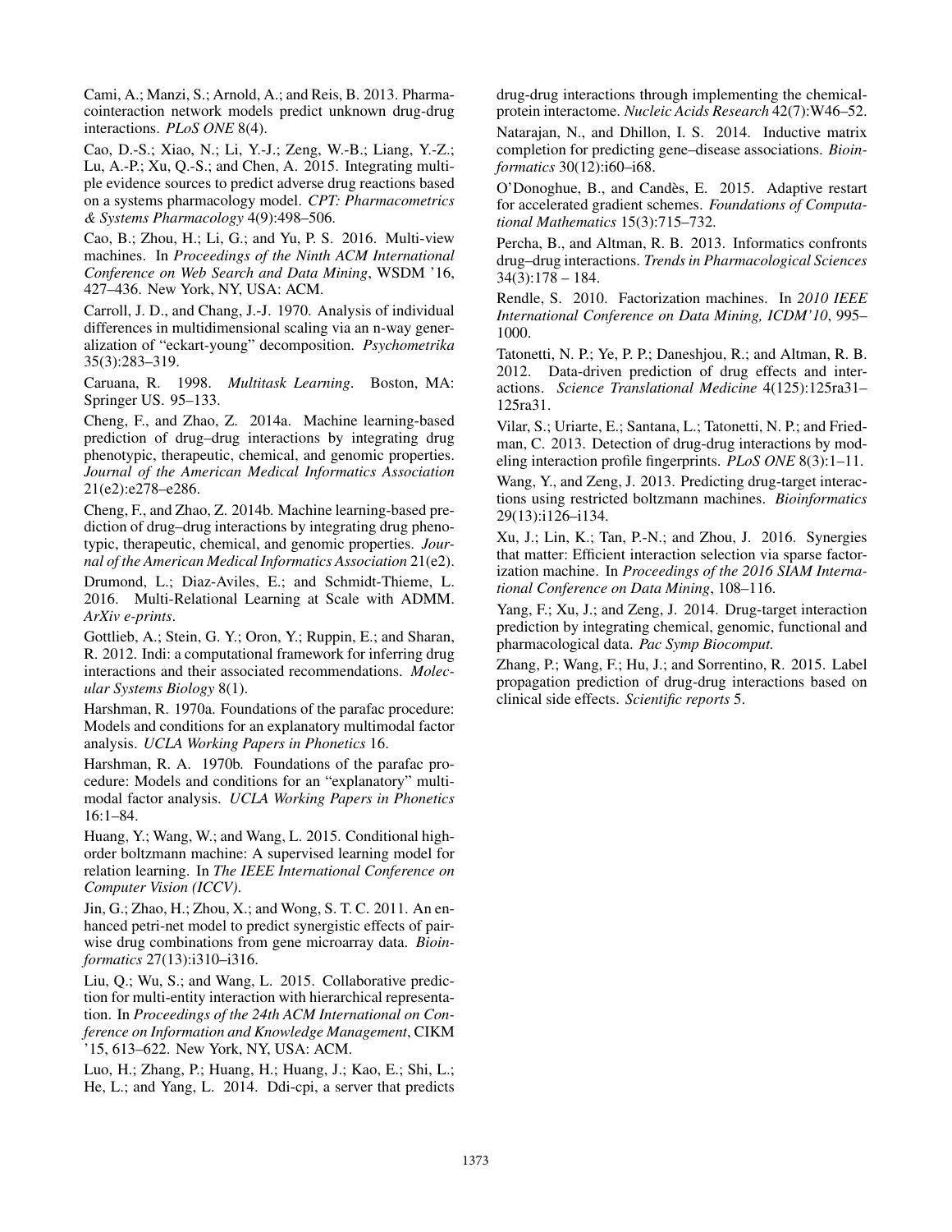Cami, A.; Manzi, S.; Arnold, A.; and Reis, B. 2013. Pharmacointeraction network models predict unknown drug-drug interactions. *PLoS ONE* 8(4).

Cao, D.-S.; Xiao, N.; Li, Y.-J.; Zeng, W.-B.; Liang, Y.-Z.; Lu, A.-P.; Xu, Q.-S.; and Chen, A. 2015. Integrating multiple evidence sources to predict adverse drug reactions based on a systems pharmacology model. *CPT: Pharmacometrics & Systems Pharmacology* 4(9):498–506.

Cao, B.; Zhou, H.; Li, G.; and Yu, P. S. 2016. Multi-view machines. In *Proceedings of the Ninth ACM International Conference on Web Search and Data Mining*, WSDM '16, 427–436. New York, NY, USA: ACM.

Carroll, J. D., and Chang, J.-J. 1970. Analysis of individual differences in multidimensional scaling via an n-way generalization of "eckart-young" decomposition. *Psychometrika* 35(3):283–319.

Caruana, R. 1998. *Multitask Learning*. Boston, MA: Springer US. 95–133.

Cheng, F., and Zhao, Z. 2014a. Machine learning-based prediction of drug–drug interactions by integrating drug phenotypic, therapeutic, chemical, and genomic properties. *Journal of the American Medical Informatics Association* 21(e2):e278–e286.

Cheng, F., and Zhao, Z. 2014b. Machine learning-based prediction of drug–drug interactions by integrating drug phenotypic, therapeutic, chemical, and genomic properties. *Journal of the American Medical Informatics Association* 21(e2).

Drumond, L.; Diaz-Aviles, E.; and Schmidt-Thieme, L. 2016. Multi-Relational Learning at Scale with ADMM. *ArXiv e-prints*.

Gottlieb, A.; Stein, G. Y.; Oron, Y.; Ruppin, E.; and Sharan, R. 2012. Indi: a computational framework for inferring drug interactions and their associated recommendations. *Molecular Systems Biology* 8(1).

Harshman, R. 1970a. Foundations of the parafac procedure: Models and conditions for an explanatory multimodal factor analysis. *UCLA Working Papers in Phonetics* 16.

Harshman, R. A. 1970b. Foundations of the parafac procedure: Models and conditions for an "explanatory" multimodal factor analysis. *UCLA Working Papers in Phonetics* 16:1–84.

Huang, Y.; Wang, W.; and Wang, L. 2015. Conditional high-order boltzmann machine: A supervised learning model for relation learning. In *The IEEE International Conference on Computer Vision (ICCV)*.

Jin, G.; Zhao, H.; Zhou, X.; and Wong, S. T. C. 2011. An enhanced petri-net model to predict synergistic effects of pairwise drug combinations from gene microarray data. *Bioinformatics* 27(13):i310–i316.

Liu, Q.; Wu, S.; and Wang, L. 2015. Collaborative prediction for multi-entity interaction with hierarchical representation. In *Proceedings of the 24th ACM International on Conference on Information and Knowledge Management*, CIKM '15, 613–622. New York, NY, USA: ACM.

Luo, H.; Zhang, P.; Huang, H.; Huang, J.; Kao, E.; Shi, L.; He, L.; and Yang, L. 2014. Ddi-cpi, a server that predicts drug-drug interactions through implementing the chemical-protein interactome. *Nucleic Acids Research* 42(7):W46–52.

Natarajan, N., and Dhillon, I. S. 2014. Inductive matrix completion for predicting gene–disease associations. *Bioinformatics* 30(12):i60–i68.

O'Donoghue, B., and Candès, E. 2015. Adaptive restart for accelerated gradient schemes. *Foundations of Computational Mathematics* 15(3):715–732.

Percha, B., and Altman, R. B. 2013. Informatics confronts drug–drug interactions. *Trends in Pharmacological Sciences* 34(3):178 – 184.

Rendle, S. 2010. Factorization machines. In *2010 IEEE International Conference on Data Mining, ICDM'10*, 995–1000.

Tatonetti, N. P.; Ye, P. P.; Daneshjou, R.; and Altman, R. B. 2012. Data-driven prediction of drug effects and interactions. *Science Translational Medicine* 4(125):125ra31–125ra31.

Vilar, S.; Uriarte, E.; Santana, L.; Tatonetti, N. P.; and Friedman, C. 2013. Detection of drug-drug interactions by modeling interaction profile fingerprints. *PLoS ONE* 8(3):1–11.

Wang, Y., and Zeng, J. 2013. Predicting drug-target interactions using restricted boltzmann machines. *Bioinformatics* 29(13):i126–i134.

Xu, J.; Lin, K.; Tan, P.-N.; and Zhou, J. 2016. Synergies that matter: Efficient interaction selection via sparse factorization machine. In *Proceedings of the 2016 SIAM International Conference on Data Mining*, 108–116.

Yang, F.; Xu, J.; and Zeng, J. 2014. Drug-target interaction prediction by integrating chemical, genomic, functional and pharmacological data. *Pac Symp Biocomput.*

Zhang, P.; Wang, F.; Hu, J.; and Sorrentino, R. 2015. Label propagation prediction of drug-drug interactions based on clinical side effects. *Scientific reports* 5.